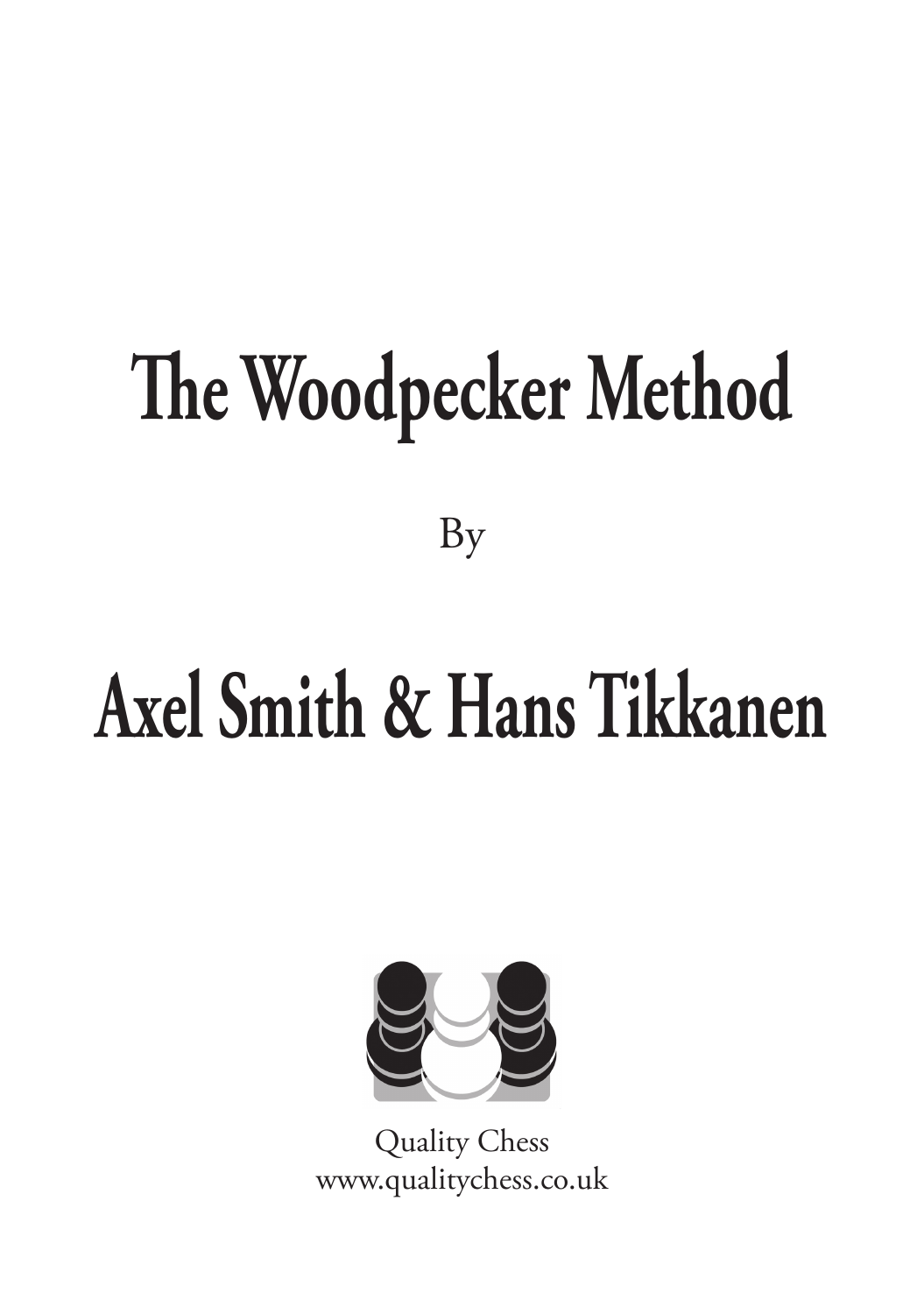# The Woodpecker Method

By

# Axel Smith & Hans Tikkanen

Quality Chess
www.qualitychess.co.uk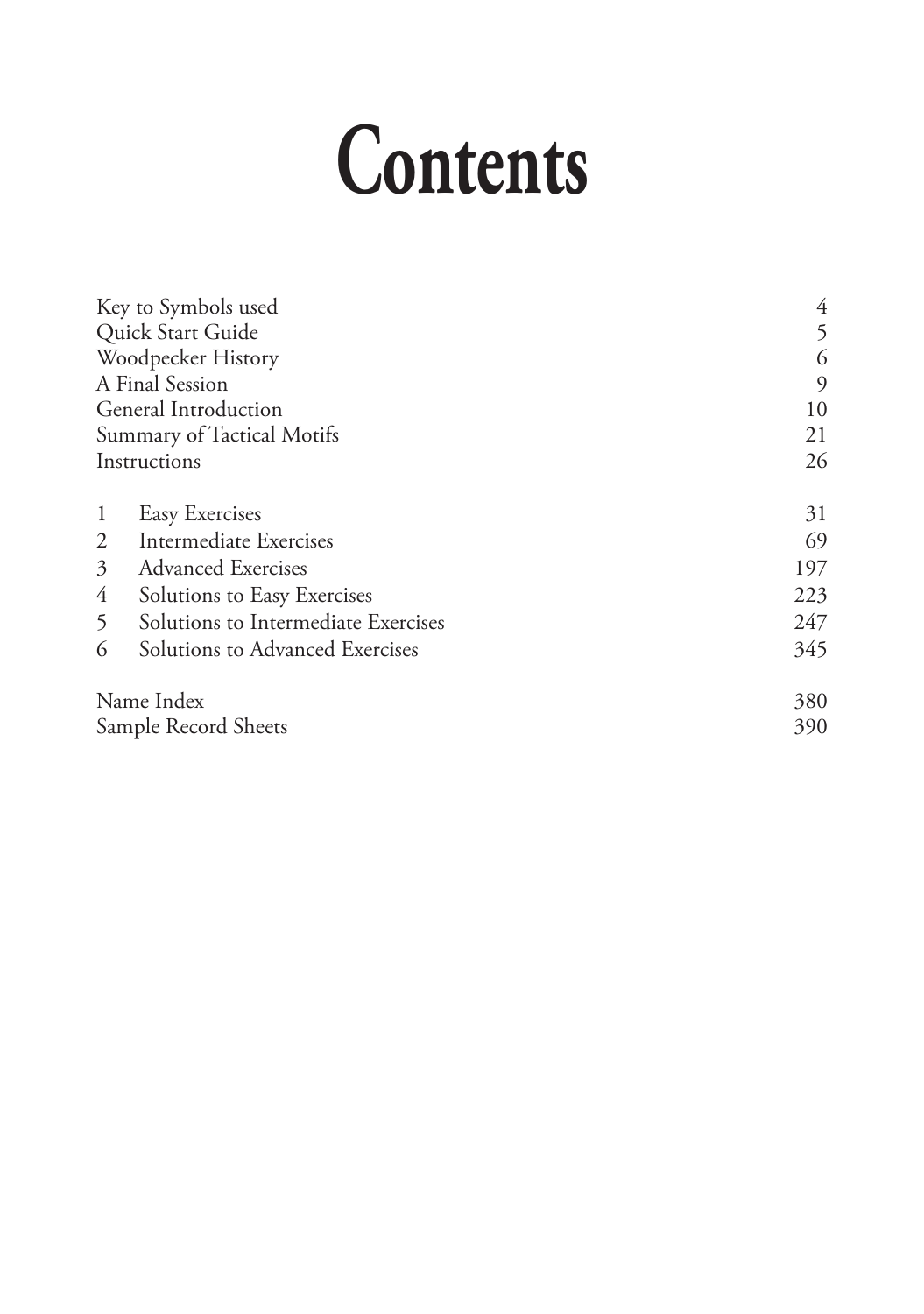# Contents

| | |
|---|---|
| Key to Symbols used | 4 |
| Quick Start Guide | 5 |
| Woodpecker History | 6 |
| A Final Session | 9 |
| General Introduction | 10 |
| Summary of Tactical Motifs | 21 |
| Instructions | 26 |
| | |
| 1 Easy Exercises | 31 |
| 2 Intermediate Exercises | 69 |
| 3 Advanced Exercises | 197 |
| 4 Solutions to Easy Exercises | 223 |
| 5 Solutions to Intermediate Exercises | 247 |
| 6 Solutions to Advanced Exercises | 345 |
| | |
| Name Index | 380 |
| Sample Record Sheets | 390 |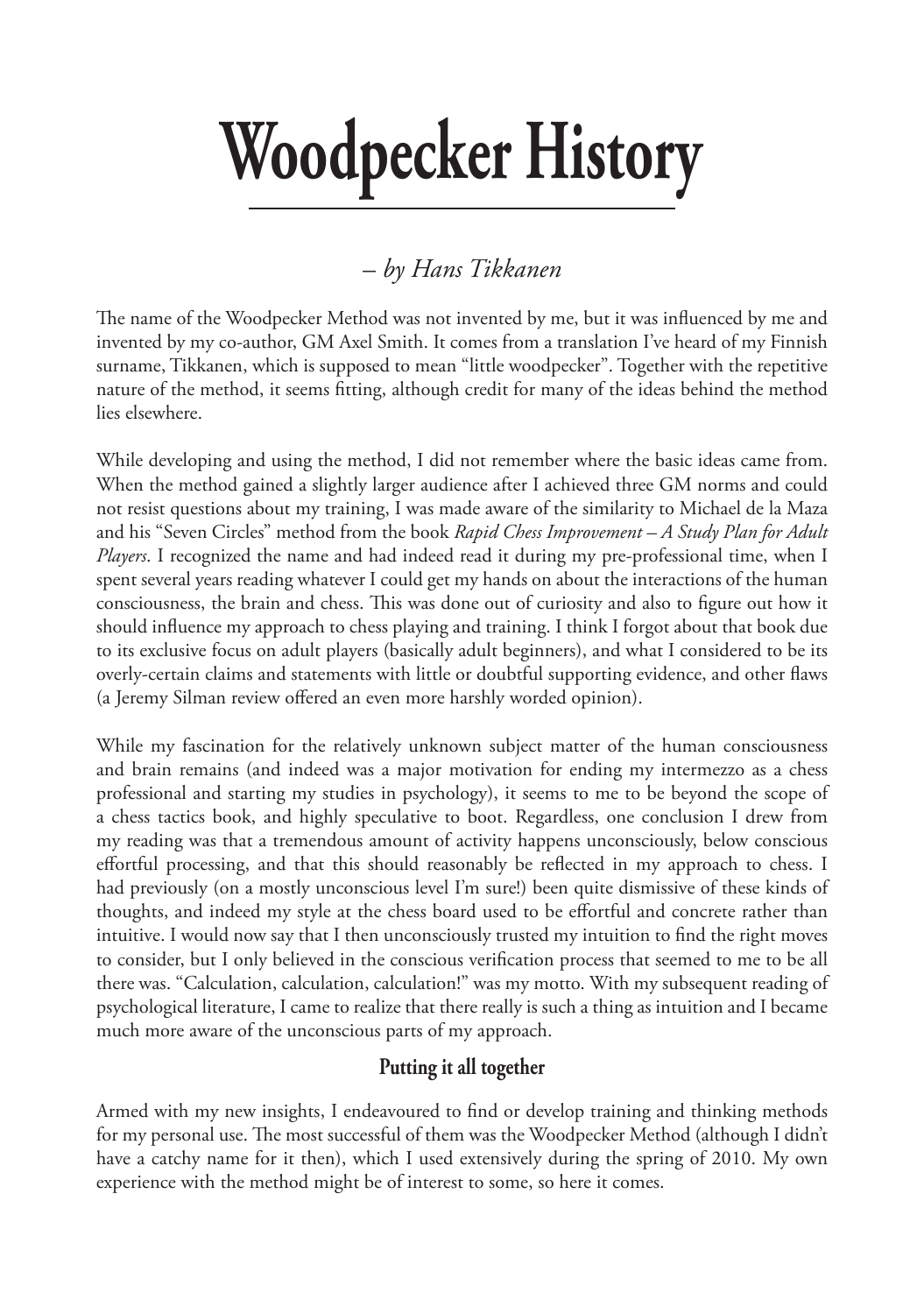# Woodpecker History

*– by Hans Tikkanen*

The name of the Woodpecker Method was not invented by me, but it was influenced by me and invented by my co-author, GM Axel Smith. It comes from a translation I've heard of my Finnish surname, Tikkanen, which is supposed to mean "little woodpecker". Together with the repetitive nature of the method, it seems fitting, although credit for many of the ideas behind the method lies elsewhere.

While developing and using the method, I did not remember where the basic ideas came from. When the method gained a slightly larger audience after I achieved three GM norms and could not resist questions about my training, I was made aware of the similarity to Michael de la Maza and his "Seven Circles" method from the book *Rapid Chess Improvement – A Study Plan for Adult Players*. I recognized the name and had indeed read it during my pre-professional time, when I spent several years reading whatever I could get my hands on about the interactions of the human consciousness, the brain and chess. This was done out of curiosity and also to figure out how it should influence my approach to chess playing and training. I think I forgot about that book due to its exclusive focus on adult players (basically adult beginners), and what I considered to be its overly-certain claims and statements with little or doubtful supporting evidence, and other flaws (a Jeremy Silman review offered an even more harshly worded opinion).

While my fascination for the relatively unknown subject matter of the human consciousness and brain remains (and indeed was a major motivation for ending my intermezzo as a chess professional and starting my studies in psychology), it seems to me to be beyond the scope of a chess tactics book, and highly speculative to boot. Regardless, one conclusion I drew from my reading was that a tremendous amount of activity happens unconsciously, below conscious effortful processing, and that this should reasonably be reflected in my approach to chess. I had previously (on a mostly unconscious level I'm sure!) been quite dismissive of these kinds of thoughts, and indeed my style at the chess board used to be effortful and concrete rather than intuitive. I would now say that I then unconsciously trusted my intuition to find the right moves to consider, but I only believed in the conscious verification process that seemed to me to be all there was. "Calculation, calculation, calculation!" was my motto. With my subsequent reading of psychological literature, I came to realize that there really is such a thing as intuition and I became much more aware of the unconscious parts of my approach.

## Putting it all together

Armed with my new insights, I endeavoured to find or develop training and thinking methods for my personal use. The most successful of them was the Woodpecker Method (although I didn't have a catchy name for it then), which I used extensively during the spring of 2010. My own experience with the method might be of interest to some, so here it comes.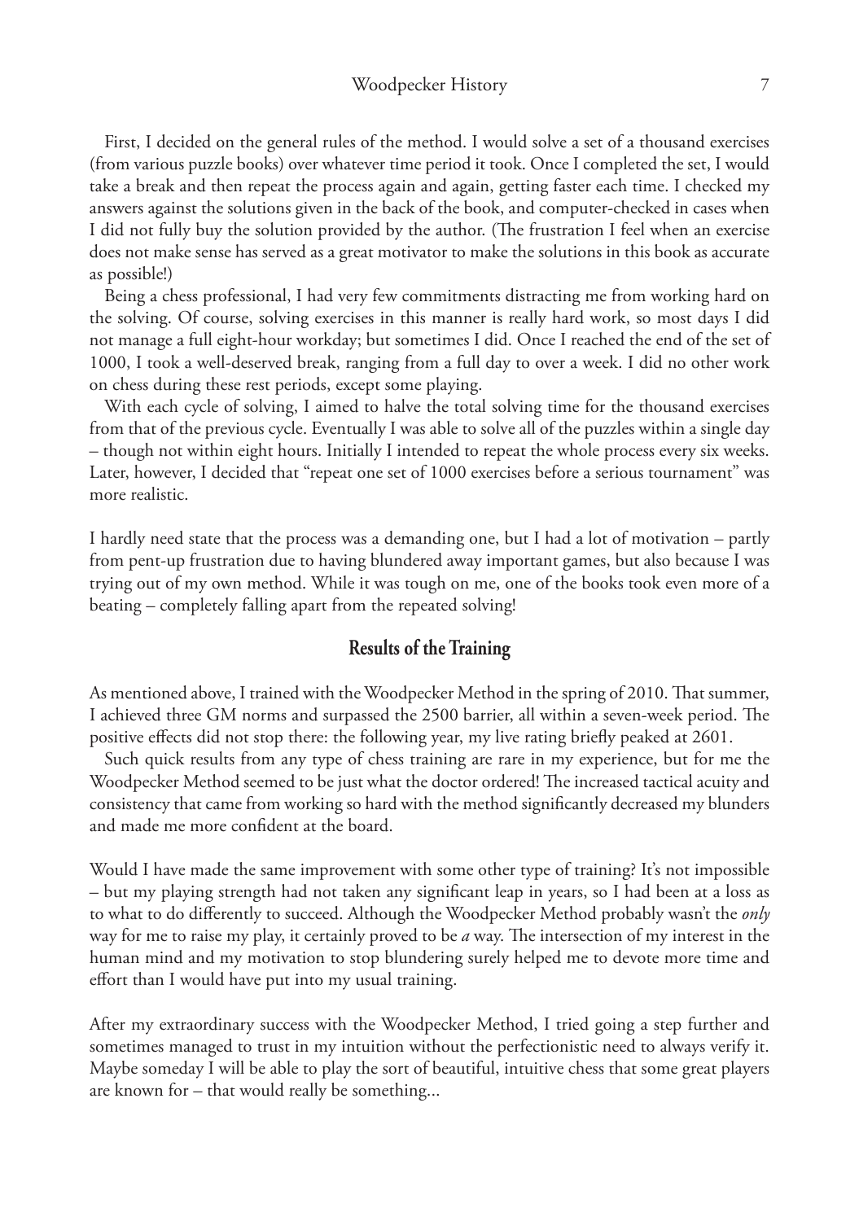First, I decided on the general rules of the method. I would solve a set of a thousand exercises (from various puzzle books) over whatever time period it took. Once I completed the set, I would take a break and then repeat the process again and again, getting faster each time. I checked my answers against the solutions given in the back of the book, and computer-checked in cases when I did not fully buy the solution provided by the author. (The frustration I feel when an exercise does not make sense has served as a great motivator to make the solutions in this book as accurate as possible!)

Being a chess professional, I had very few commitments distracting me from working hard on the solving. Of course, solving exercises in this manner is really hard work, so most days I did not manage a full eight-hour workday; but sometimes I did. Once I reached the end of the set of 1000, I took a well-deserved break, ranging from a full day to over a week. I did no other work on chess during these rest periods, except some playing.

With each cycle of solving, I aimed to halve the total solving time for the thousand exercises from that of the previous cycle. Eventually I was able to solve all of the puzzles within a single day – though not within eight hours. Initially I intended to repeat the whole process every six weeks. Later, however, I decided that "repeat one set of 1000 exercises before a serious tournament" was more realistic.

I hardly need state that the process was a demanding one, but I had a lot of motivation – partly from pent-up frustration due to having blundered away important games, but also because I was trying out of my own method. While it was tough on me, one of the books took even more of a beating – completely falling apart from the repeated solving!

## Results of the Training

As mentioned above, I trained with the Woodpecker Method in the spring of 2010. That summer, I achieved three GM norms and surpassed the 2500 barrier, all within a seven-week period. The positive effects did not stop there: the following year, my live rating briefly peaked at 2601.

Such quick results from any type of chess training are rare in my experience, but for me the Woodpecker Method seemed to be just what the doctor ordered! The increased tactical acuity and consistency that came from working so hard with the method significantly decreased my blunders and made me more confident at the board.

Would I have made the same improvement with some other type of training? It's not impossible – but my playing strength had not taken any significant leap in years, so I had been at a loss as to what to do differently to succeed. Although the Woodpecker Method probably wasn't the *only* way for me to raise my play, it certainly proved to be *a* way. The intersection of my interest in the human mind and my motivation to stop blundering surely helped me to devote more time and effort than I would have put into my usual training.

After my extraordinary success with the Woodpecker Method, I tried going a step further and sometimes managed to trust in my intuition without the perfectionistic need to always verify it. Maybe someday I will be able to play the sort of beautiful, intuitive chess that some great players are known for – that would really be something...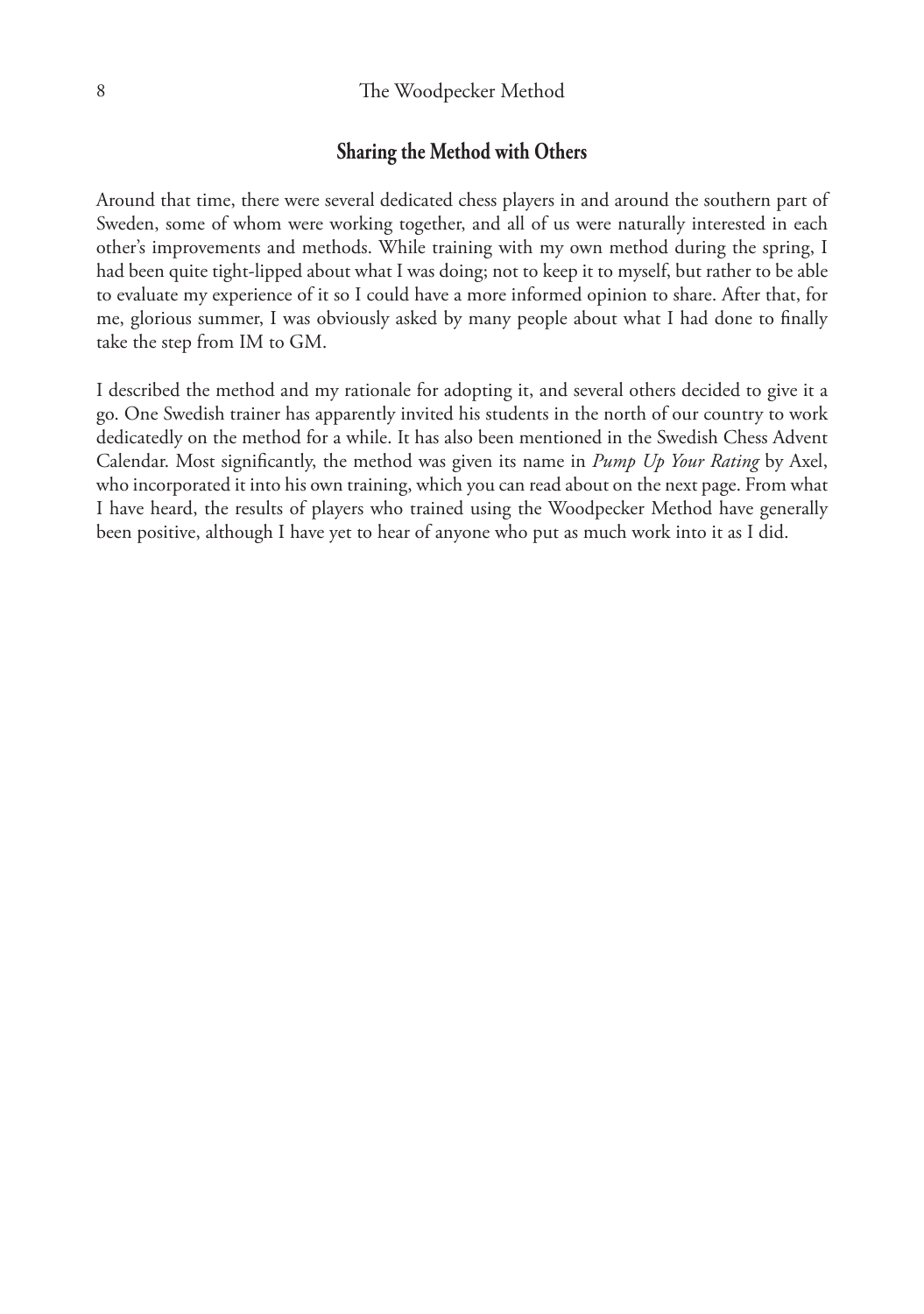## Sharing the Method with Others

Around that time, there were several dedicated chess players in and around the southern part of Sweden, some of whom were working together, and all of us were naturally interested in each other's improvements and methods. While training with my own method during the spring, I had been quite tight-lipped about what I was doing; not to keep it to myself, but rather to be able to evaluate my experience of it so I could have a more informed opinion to share. After that, for me, glorious summer, I was obviously asked by many people about what I had done to finally take the step from IM to GM.

I described the method and my rationale for adopting it, and several others decided to give it a go. One Swedish trainer has apparently invited his students in the north of our country to work dedicatedly on the method for a while. It has also been mentioned in the Swedish Chess Advent Calendar. Most significantly, the method was given its name in *Pump Up Your Rating* by Axel, who incorporated it into his own training, which you can read about on the next page. From what I have heard, the results of players who trained using the Woodpecker Method have generally been positive, although I have yet to hear of anyone who put as much work into it as I did.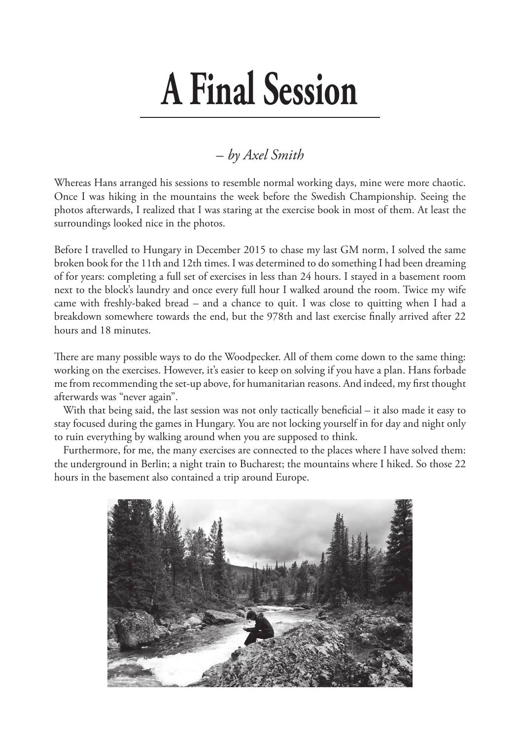# A Final Session

*– by Axel Smith*

Whereas Hans arranged his sessions to resemble normal working days, mine were more chaotic. Once I was hiking in the mountains the week before the Swedish Championship. Seeing the photos afterwards, I realized that I was staring at the exercise book in most of them. At least the surroundings looked nice in the photos.

Before I travelled to Hungary in December 2015 to chase my last GM norm, I solved the same broken book for the 11th and 12th times. I was determined to do something I had been dreaming of for years: completing a full set of exercises in less than 24 hours. I stayed in a basement room next to the block's laundry and once every full hour I walked around the room. Twice my wife came with freshly-baked bread – and a chance to quit. I was close to quitting when I had a breakdown somewhere towards the end, but the 978th and last exercise finally arrived after 22 hours and 18 minutes.

There are many possible ways to do the Woodpecker. All of them come down to the same thing: working on the exercises. However, it's easier to keep on solving if you have a plan. Hans forbade me from recommending the set-up above, for humanitarian reasons. And indeed, my first thought afterwards was "never again".

With that being said, the last session was not only tactically beneficial – it also made it easy to stay focused during the games in Hungary. You are not locking yourself in for day and night only to ruin everything by walking around when you are supposed to think.

Furthermore, for me, the many exercises are connected to the places where I have solved them: the underground in Berlin; a night train to Bucharest; the mountains where I hiked. So those 22 hours in the basement also contained a trip around Europe.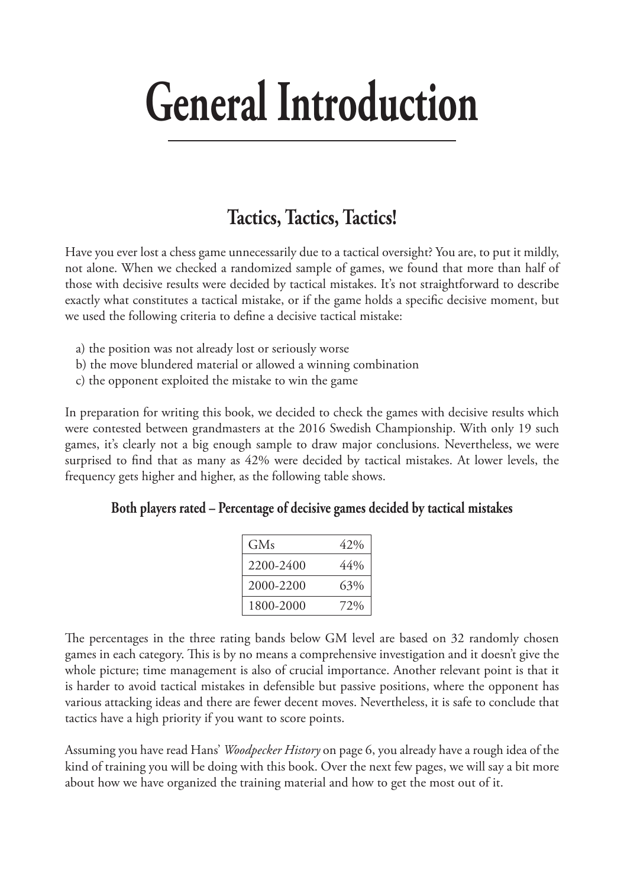# General Introduction

## Tactics, Tactics, Tactics!

Have you ever lost a chess game unnecessarily due to a tactical oversight? You are, to put it mildly, not alone. When we checked a randomized sample of games, we found that more than half of those with decisive results were decided by tactical mistakes. It's not straightforward to describe exactly what constitutes a tactical mistake, or if the game holds a specific decisive moment, but we used the following criteria to define a decisive tactical mistake:

a) the position was not already lost or seriously worse
b) the move blundered material or allowed a winning combination
c) the opponent exploited the mistake to win the game

In preparation for writing this book, we decided to check the games with decisive results which were contested between grandmasters at the 2016 Swedish Championship. With only 19 such games, it's clearly not a big enough sample to draw major conclusions. Nevertheless, we were surprised to find that as many as 42% were decided by tactical mistakes. At lower levels, the frequency gets higher and higher, as the following table shows.

**Both players rated – Percentage of decisive games decided by tactical mistakes**

| | |
|---|---|
| GMs | 42% |
| 2200-2400 | 44% |
| 2000-2200 | 63% |
| 1800-2000 | 72% |

The percentages in the three rating bands below GM level are based on 32 randomly chosen games in each category. This is by no means a comprehensive investigation and it doesn't give the whole picture; time management is also of crucial importance. Another relevant point is that it is harder to avoid tactical mistakes in defensible but passive positions, where the opponent has various attacking ideas and there are fewer decent moves. Nevertheless, it is safe to conclude that tactics have a high priority if you want to score points.

Assuming you have read Hans' *Woodpecker History* on page 6, you already have a rough idea of the kind of training you will be doing with this book. Over the next few pages, we will say a bit more about how we have organized the training material and how to get the most out of it.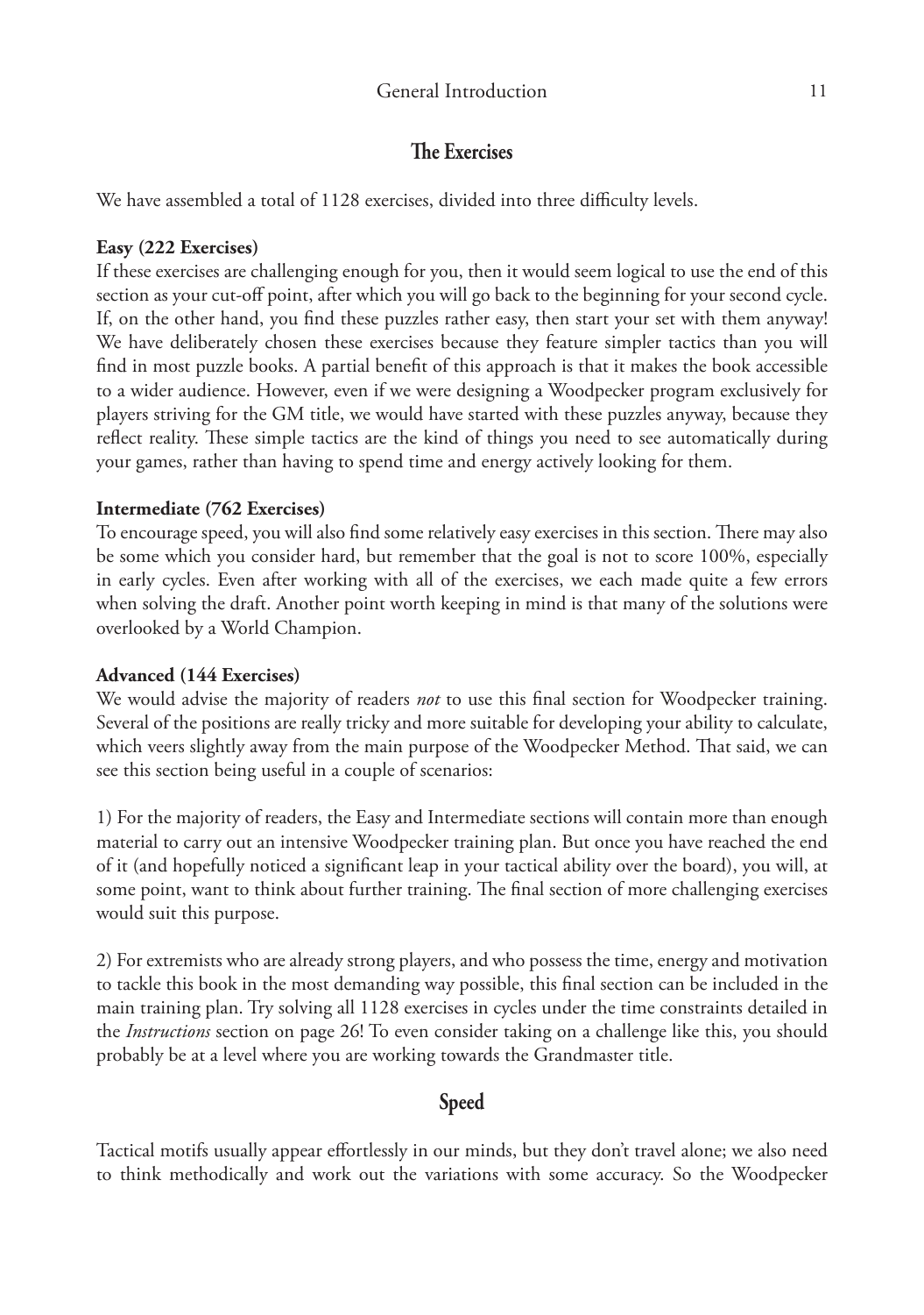## The Exercises

We have assembled a total of 1128 exercises, divided into three difficulty levels.

**Easy (222 Exercises)**

If these exercises are challenging enough for you, then it would seem logical to use the end of this section as your cut-off point, after which you will go back to the beginning for your second cycle. If, on the other hand, you find these puzzles rather easy, then start your set with them anyway! We have deliberately chosen these exercises because they feature simpler tactics than you will find in most puzzle books. A partial benefit of this approach is that it makes the book accessible to a wider audience. However, even if we were designing a Woodpecker program exclusively for players striving for the GM title, we would have started with these puzzles anyway, because they reflect reality. These simple tactics are the kind of things you need to see automatically during your games, rather than having to spend time and energy actively looking for them.

**Intermediate (762 Exercises)**

To encourage speed, you will also find some relatively easy exercises in this section. There may also be some which you consider hard, but remember that the goal is not to score 100%, especially in early cycles. Even after working with all of the exercises, we each made quite a few errors when solving the draft. Another point worth keeping in mind is that many of the solutions were overlooked by a World Champion.

**Advanced (144 Exercises)**

We would advise the majority of readers *not* to use this final section for Woodpecker training. Several of the positions are really tricky and more suitable for developing your ability to calculate, which veers slightly away from the main purpose of the Woodpecker Method. That said, we can see this section being useful in a couple of scenarios:

1) For the majority of readers, the Easy and Intermediate sections will contain more than enough material to carry out an intensive Woodpecker training plan. But once you have reached the end of it (and hopefully noticed a significant leap in your tactical ability over the board), you will, at some point, want to think about further training. The final section of more challenging exercises would suit this purpose.

2) For extremists who are already strong players, and who possess the time, energy and motivation to tackle this book in the most demanding way possible, this final section can be included in the main training plan. Try solving all 1128 exercises in cycles under the time constraints detailed in the *Instructions* section on page 26! To even consider taking on a challenge like this, you should probably be at a level where you are working towards the Grandmaster title.

## Speed

Tactical motifs usually appear effortlessly in our minds, but they don't travel alone; we also need to think methodically and work out the variations with some accuracy. So the Woodpecker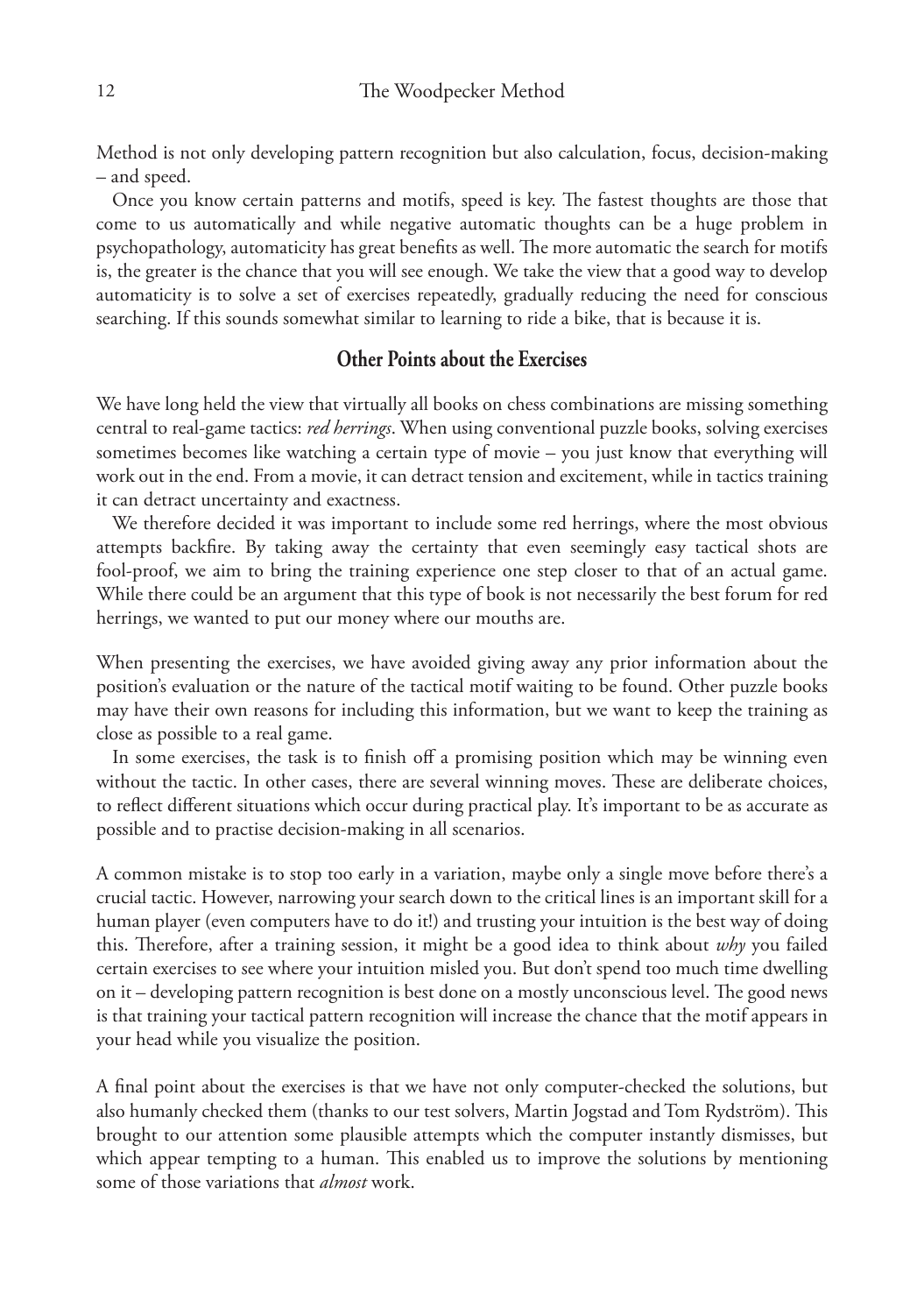Method is not only developing pattern recognition but also calculation, focus, decision-making – and speed.

Once you know certain patterns and motifs, speed is key. The fastest thoughts are those that come to us automatically and while negative automatic thoughts can be a huge problem in psychopathology, automaticity has great benefits as well. The more automatic the search for motifs is, the greater is the chance that you will see enough. We take the view that a good way to develop automaticity is to solve a set of exercises repeatedly, gradually reducing the need for conscious searching. If this sounds somewhat similar to learning to ride a bike, that is because it is.

## Other Points about the Exercises

We have long held the view that virtually all books on chess combinations are missing something central to real-game tactics: *red herrings*. When using conventional puzzle books, solving exercises sometimes becomes like watching a certain type of movie – you just know that everything will work out in the end. From a movie, it can detract tension and excitement, while in tactics training it can detract uncertainty and exactness.

We therefore decided it was important to include some red herrings, where the most obvious attempts backfire. By taking away the certainty that even seemingly easy tactical shots are fool-proof, we aim to bring the training experience one step closer to that of an actual game. While there could be an argument that this type of book is not necessarily the best forum for red herrings, we wanted to put our money where our mouths are.

When presenting the exercises, we have avoided giving away any prior information about the position's evaluation or the nature of the tactical motif waiting to be found. Other puzzle books may have their own reasons for including this information, but we want to keep the training as close as possible to a real game.

In some exercises, the task is to finish off a promising position which may be winning even without the tactic. In other cases, there are several winning moves. These are deliberate choices, to reflect different situations which occur during practical play. It's important to be as accurate as possible and to practise decision-making in all scenarios.

A common mistake is to stop too early in a variation, maybe only a single move before there's a crucial tactic. However, narrowing your search down to the critical lines is an important skill for a human player (even computers have to do it!) and trusting your intuition is the best way of doing this. Therefore, after a training session, it might be a good idea to think about *why* you failed certain exercises to see where your intuition misled you. But don't spend too much time dwelling on it – developing pattern recognition is best done on a mostly unconscious level. The good news is that training your tactical pattern recognition will increase the chance that the motif appears in your head while you visualize the position.

A final point about the exercises is that we have not only computer-checked the solutions, but also humanly checked them (thanks to our test solvers, Martin Jogstad and Tom Rydström). This brought to our attention some plausible attempts which the computer instantly dismisses, but which appear tempting to a human. This enabled us to improve the solutions by mentioning some of those variations that *almost* work.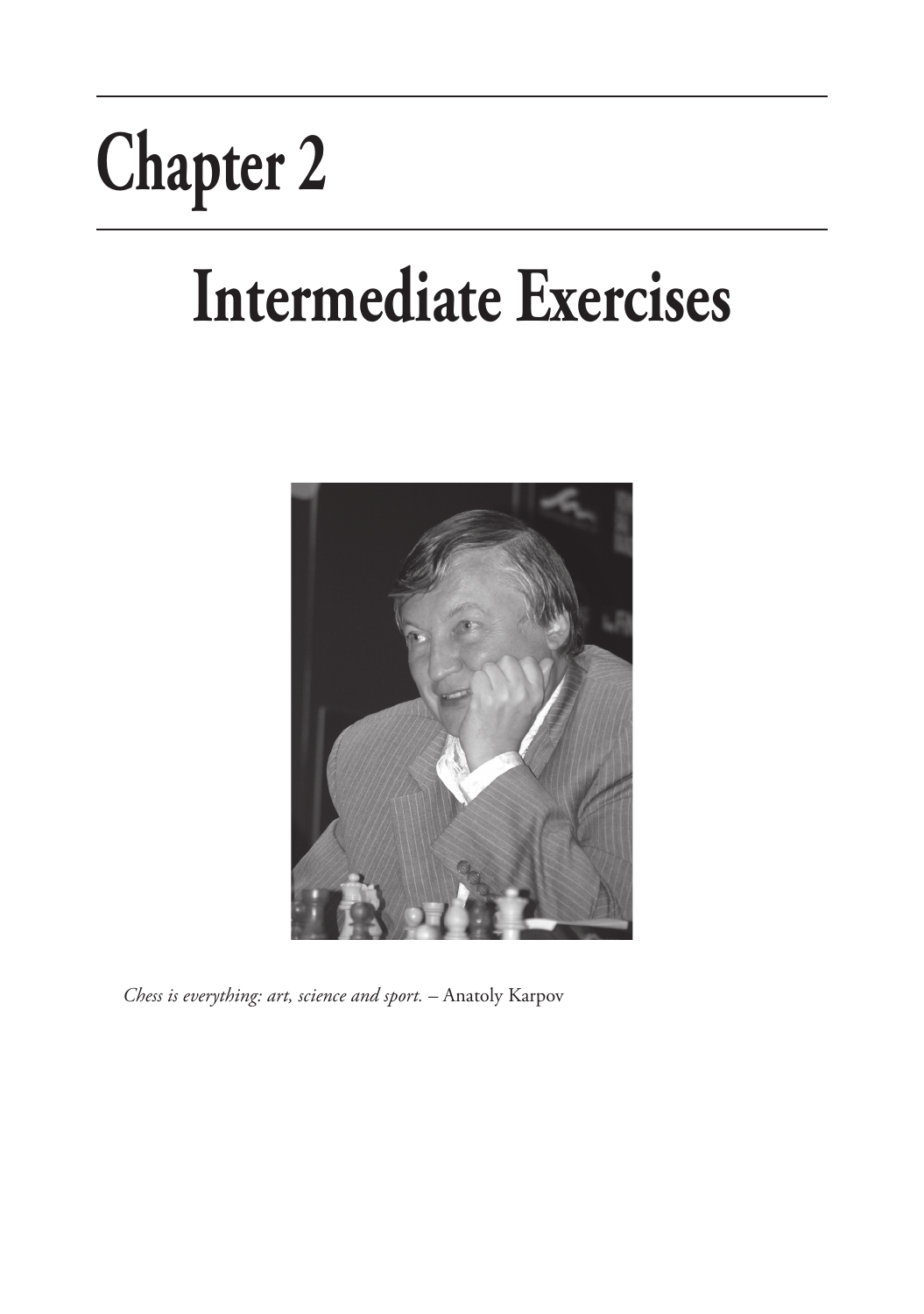# Chapter 2

# Intermediate Exercises

*Chess is everything: art, science and sport.* – Anatoly Karpov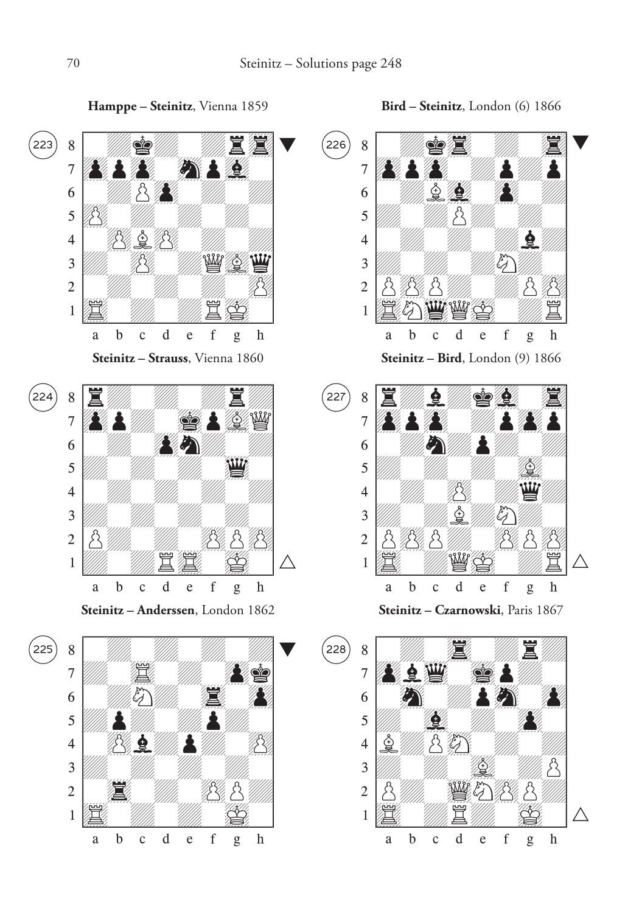Steinitz – Solutions page 248

**Hamppe – Steinitz**, Vienna 1859

223

**Bird – Steinitz**, London (6) 1866

226

**Steinitz – Strauss**, Vienna 1860

224

**Steinitz – Bird**, London (9) 1866

227

**Steinitz – Anderssen**, London 1862

225

**Steinitz – Czarnowski**, Paris 1867

228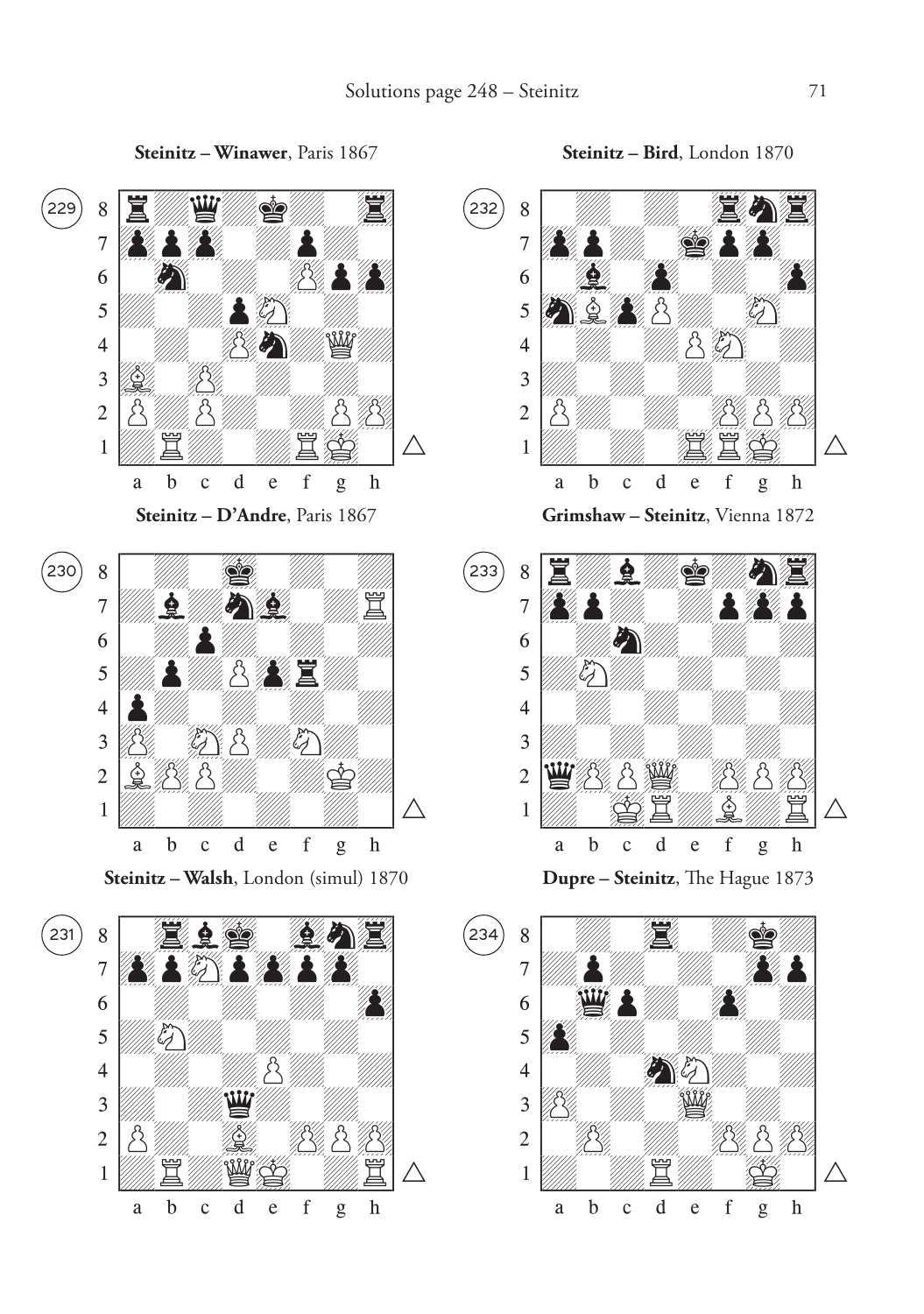**Steinitz – Winawer**, Paris 1867

229

**Steinitz – D'Andre**, Paris 1867

230

**Steinitz – Walsh**, London (simul) 1870

231

**Steinitz – Bird**, London 1870

232

**Grimshaw – Steinitz**, Vienna 1872

233

**Dupre – Steinitz**, The Hague 1873

234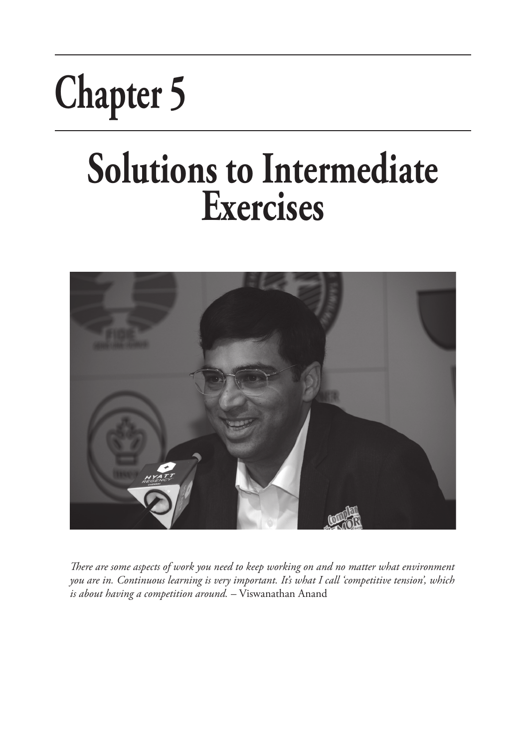# Chapter 5

## Solutions to Intermediate Exercises

*There are some aspects of work you need to keep working on and no matter what environment you are in. Continuous learning is very important. It's what I call 'competitive tension', which is about having a competition around.* – Viswanathan Anand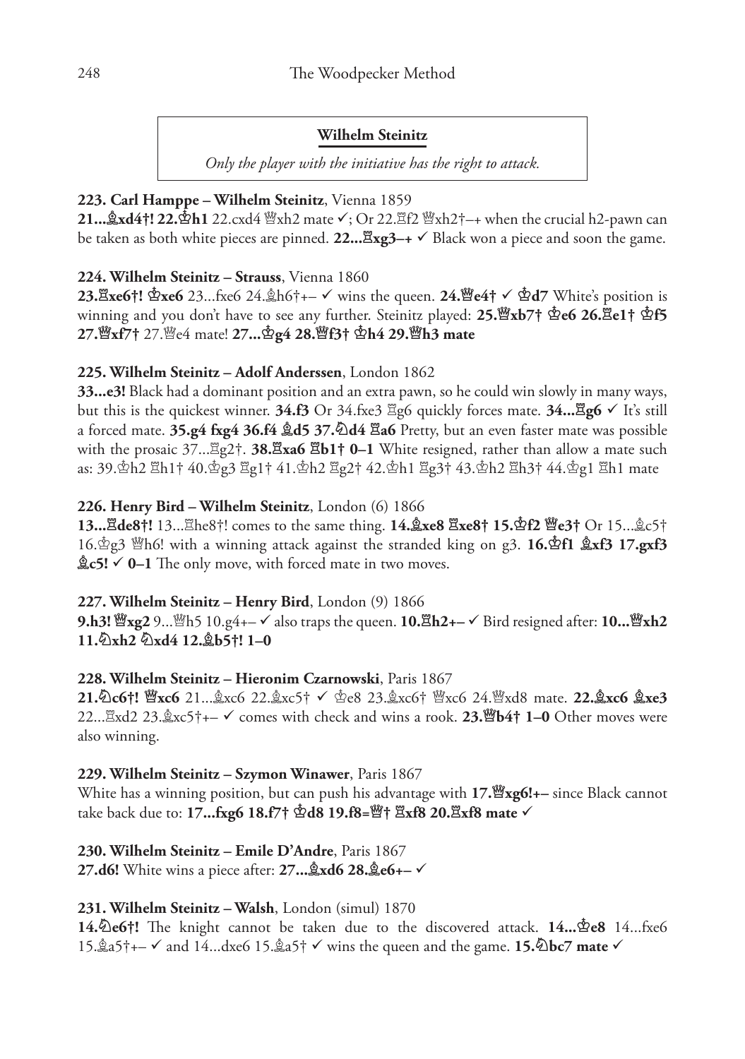**Wilhelm Steinitz**

*Only the player with the initiative has the right to attack.*

**223. Carl Hamppe – Wilhelm Steinitz**, Vienna 1859

**21...♗xd4†! 22.♔h1** 22.cxd4 ♕xh2 mate ✓; Or 22.♖f2 ♕xh2†–+ when the crucial h2-pawn can be taken as both white pieces are pinned. **22...♖xg3–+** ✓ Black won a piece and soon the game.

**224. Wilhelm Steinitz – Strauss**, Vienna 1860

**23.♖xe6†! ♔xe6** 23...fxe6 24.♗h6†+– ✓ wins the queen. **24.♕e4†** ✓ **♔d7** White's position is winning and you don't have to see any further. Steinitz played: **25.♕xb7† ♔e6 26.♖e1† ♔f5 27.♕xf7†** 27.♕e4 mate! **27...♔g4 28.♕f3† ♔h4 29.♕h3 mate**

**225. Wilhelm Steinitz – Adolf Anderssen**, London 1862

**33...e3!** Black had a dominant position and an extra pawn, so he could win slowly in many ways, but this is the quickest winner. **34.f3** Or 34.fxe3 ♖g6 quickly forces mate. **34...♖g6** ✓ It's still a forced mate. **35.g4 fxg4 36.f4 ♗d5 37.♘d4 ♖a6** Pretty, but an even faster mate was possible with the prosaic 37...♖g2†. **38.♖xa6 ♖b1† 0–1** White resigned, rather than allow a mate such as: 39.♔h2 ♖h1† 40.♔g3 ♖g1† 41.♔h2 ♖g2† 42.♔h1 ♖g3† 43.♔h2 ♖h3† 44.♔g1 ♖h1 mate

**226. Henry Bird – Wilhelm Steinitz**, London (6) 1866

**13...♖de8†!** 13...♖he8†! comes to the same thing. **14.♗xe8 ♖xe8† 15.♔f2 ♕e3†** Or 15...♗c5† 16.♔g3 ♕h6! with a winning attack against the stranded king on g3. **16.♔f1 ♗xf3 17.gxf3 ♗c5!** ✓ **0–1** The only move, with forced mate in two moves.

**227. Wilhelm Steinitz – Henry Bird**, London (9) 1866

**9.h3! ♕xg2** 9...♕h5 10.g4+– ✓ also traps the queen. **10.♖h2+–** ✓ Bird resigned after: **10...♕xh2 11.♘xh2 ♘xd4 12.♗b5†! 1–0**

**228. Wilhelm Steinitz – Hieronim Czarnowski**, Paris 1867

**21.♘c6†! ♕xc6** 21...♗xc6 22.♗xc5† ✓ ♔e8 23.♗xc6† ♕xc6 24.♕xd8 mate. **22.♗xc6 ♗xe3** 22...♖xd2 23.♗xc5†+– ✓ comes with check and wins a rook. **23.♕b4† 1–0** Other moves were also winning.

**229. Wilhelm Steinitz – Szymon Winawer**, Paris 1867

White has a winning position, but can push his advantage with **17.♕xg6!+–** since Black cannot take back due to: **17...fxg6 18.f7† ♔d8 19.f8=♕† ♖xf8 20.♖xf8 mate** ✓

**230. Wilhelm Steinitz – Emile D'Andre**, Paris 1867

**27.d6!** White wins a piece after: **27...♗xd6 28.♗e6+–** ✓

**231. Wilhelm Steinitz – Walsh**, London (simul) 1870

**14.♘e6†!** The knight cannot be taken due to the discovered attack. **14...♔e8** 14...fxe6 15.♗a5†+– ✓ and 14...dxe6 15.♗a5† ✓ wins the queen and the game. **15.♘bc7 mate** ✓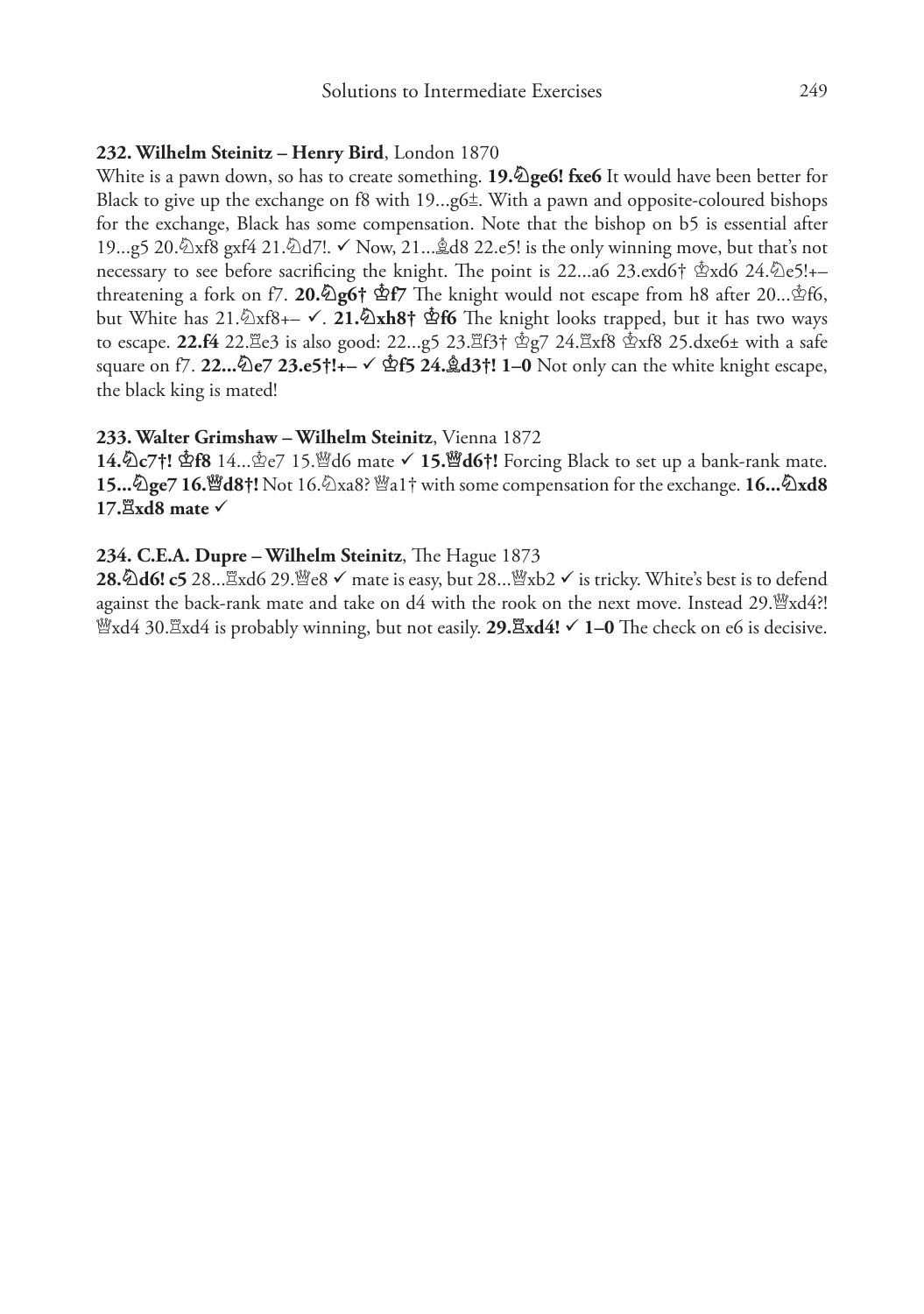**232. Wilhelm Steinitz – Henry Bird**, London 1870

White is a pawn down, so has to create something. **19.♘ge6! fxe6** It would have been better for Black to give up the exchange on f8 with 19...g6±. With a pawn and opposite-coloured bishops for the exchange, Black has some compensation. Note that the bishop on b5 is essential after 19...g5 20.♘xf8 gxf4 21.♘d7!. ✓ Now, 21...♗d8 22.e5! is the only winning move, but that's not necessary to see before sacrificing the knight. The point is 22...a6 23.exd6† ♔xd6 24.♘e5!+– threatening a fork on f7. **20.♘g6† ♔f7** The knight would not escape from h8 after 20...♔f6, but White has 21.♘xf8+– ✓. **21.♘xh8† ♔f6** The knight looks trapped, but it has two ways to escape. **22.f4** 22.♖e3 is also good: 22...g5 23.♖f3† ♔g7 24.♖xf8 ♔xf8 25.dxe6± with a safe square on f7. **22...♘e7 23.e5†!+– ✓ ♔f5 24.♗d3†! 1–0** Not only can the white knight escape, the black king is mated!

**233. Walter Grimshaw – Wilhelm Steinitz**, Vienna 1872

**14.♘c7†! ♔f8** 14...♔e7 15.♕d6 mate ✓ **15.♕d6†!** Forcing Black to set up a bank-rank mate. **15...♘ge7 16.♕d8†!** Not 16.♘xa8? ♕a1† with some compensation for the exchange. **16...♘xd8 17.♖xd8 mate** ✓

**234. C.E.A. Dupre – Wilhelm Steinitz**, The Hague 1873

**28.♘d6! c5** 28...♖xd6 29.♕e8 ✓ mate is easy, but 28...♕xb2 ✓ is tricky. White's best is to defend against the back-rank mate and take on d4 with the rook on the next move. Instead 29.♕xd4?! ♕xd4 30.♖xd4 is probably winning, but not easily. **29.♖xd4! ✓ 1–0** The check on e6 is decisive.